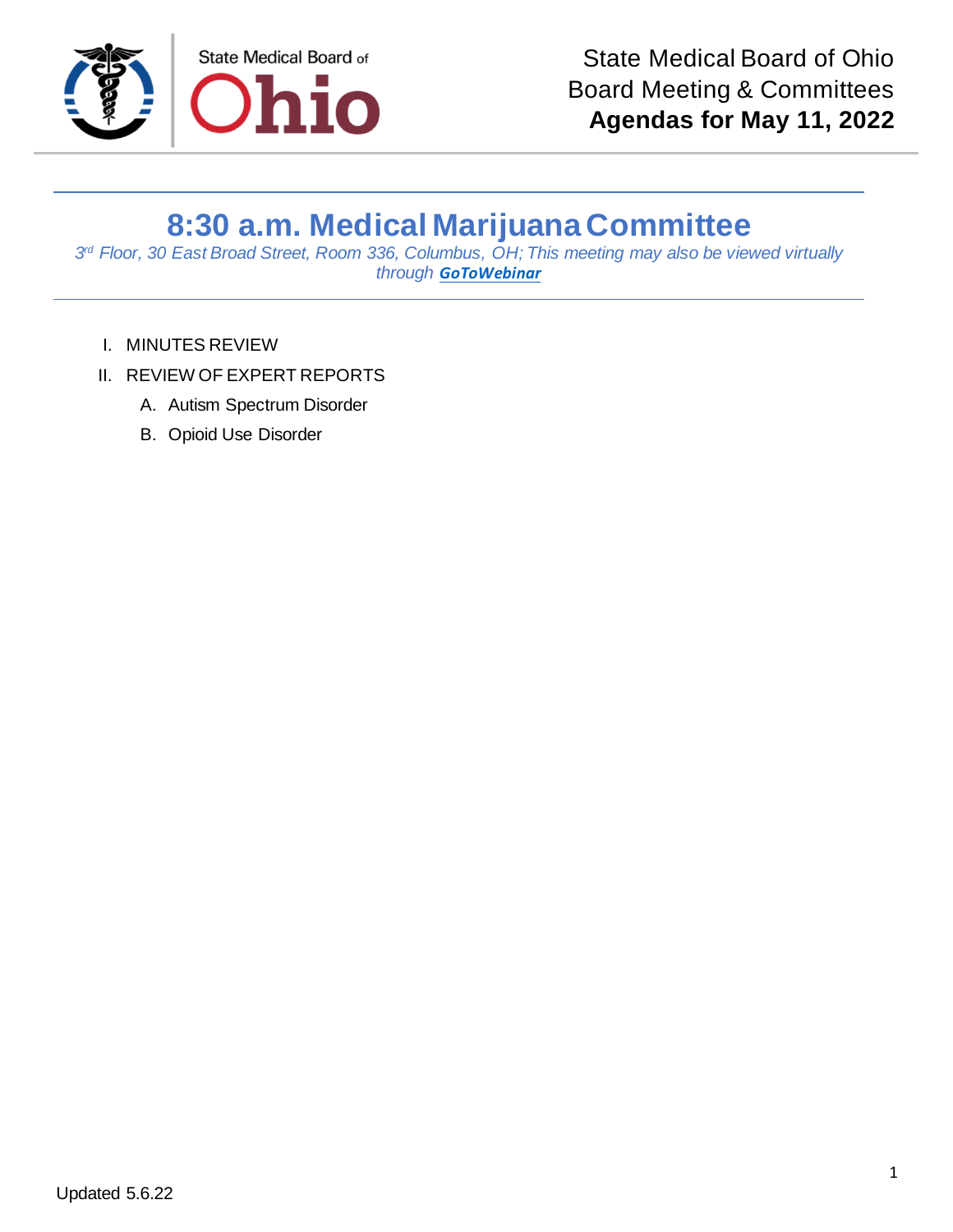State Medical Board of Ohio
Board Meeting & Committees
**Agendas for May 11, 2022**

# 8:30 a.m. Medical Marijuana Committee

*3rd Floor, 30 East Broad Street, Room 336, Columbus, OH; This meeting may also be viewed virtually through **GoToWebinar***

I. MINUTES REVIEW

II. REVIEW OF EXPERT REPORTS

   A. Autism Spectrum Disorder

   B. Opioid Use Disorder

Updated 5.6.22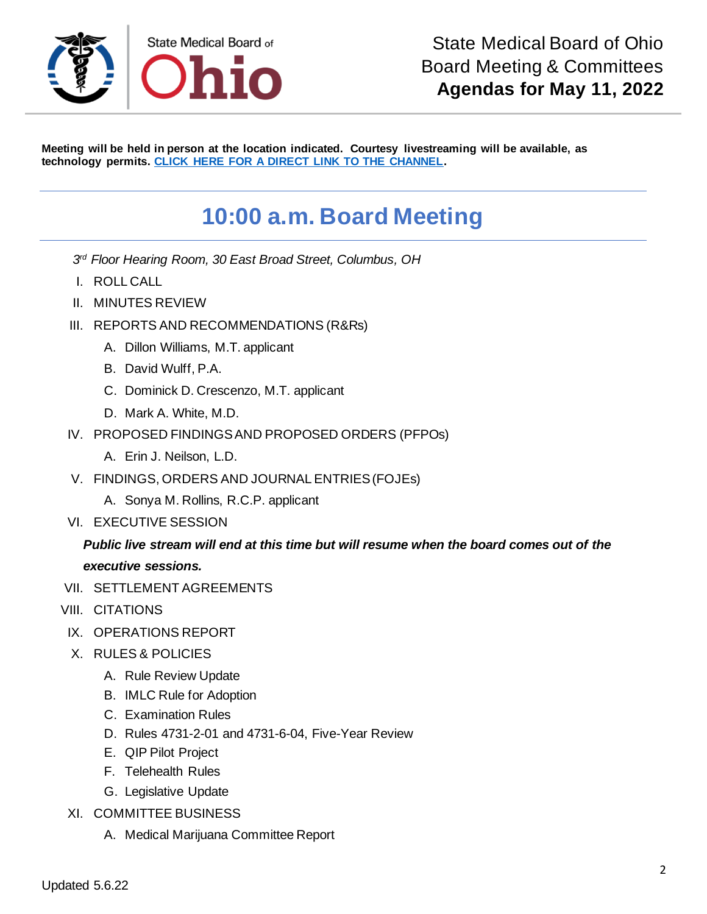# State Medical Board of Ohio Board Meeting & Committees **Agendas for May 11, 2022**

**Meeting will be held in person at the location indicated. Courtesy livestreaming will be available, as technology permits. CLICK HERE FOR A DIRECT LINK TO THE CHANNEL.**

## 10:00 a.m. Board Meeting

*3rd Floor Hearing Room, 30 East Broad Street, Columbus, OH*

I. ROLL CALL

II. MINUTES REVIEW

III. REPORTS AND RECOMMENDATIONS (R&Rs)

   A. Dillon Williams, M.T. applicant
   
   B. David Wulff, P.A.
   
   C. Dominick D. Crescenzo, M.T. applicant
   
   D. Mark A. White, M.D.

IV. PROPOSED FINDINGS AND PROPOSED ORDERS (PFPOs)

   A. Erin J. Neilson, L.D.

V. FINDINGS, ORDERS AND JOURNAL ENTRIES (FOJEs)

   A. Sonya M. Rollins, R.C.P. applicant

VI. EXECUTIVE SESSION

***Public live stream will end at this time but will resume when the board comes out of the executive sessions.***

VII. SETTLEMENT AGREEMENTS

VIII. CITATIONS

IX. OPERATIONS REPORT

X. RULES & POLICIES

   A. Rule Review Update
   
   B. IMLC Rule for Adoption
   
   C. Examination Rules
   
   D. Rules 4731-2-01 and 4731-6-04, Five-Year Review
   
   E. QIP Pilot Project
   
   F. Telehealth Rules
   
   G. Legislative Update

XI. COMMITTEE BUSINESS

   A. Medical Marijuana Committee Report

Updated 5.6.22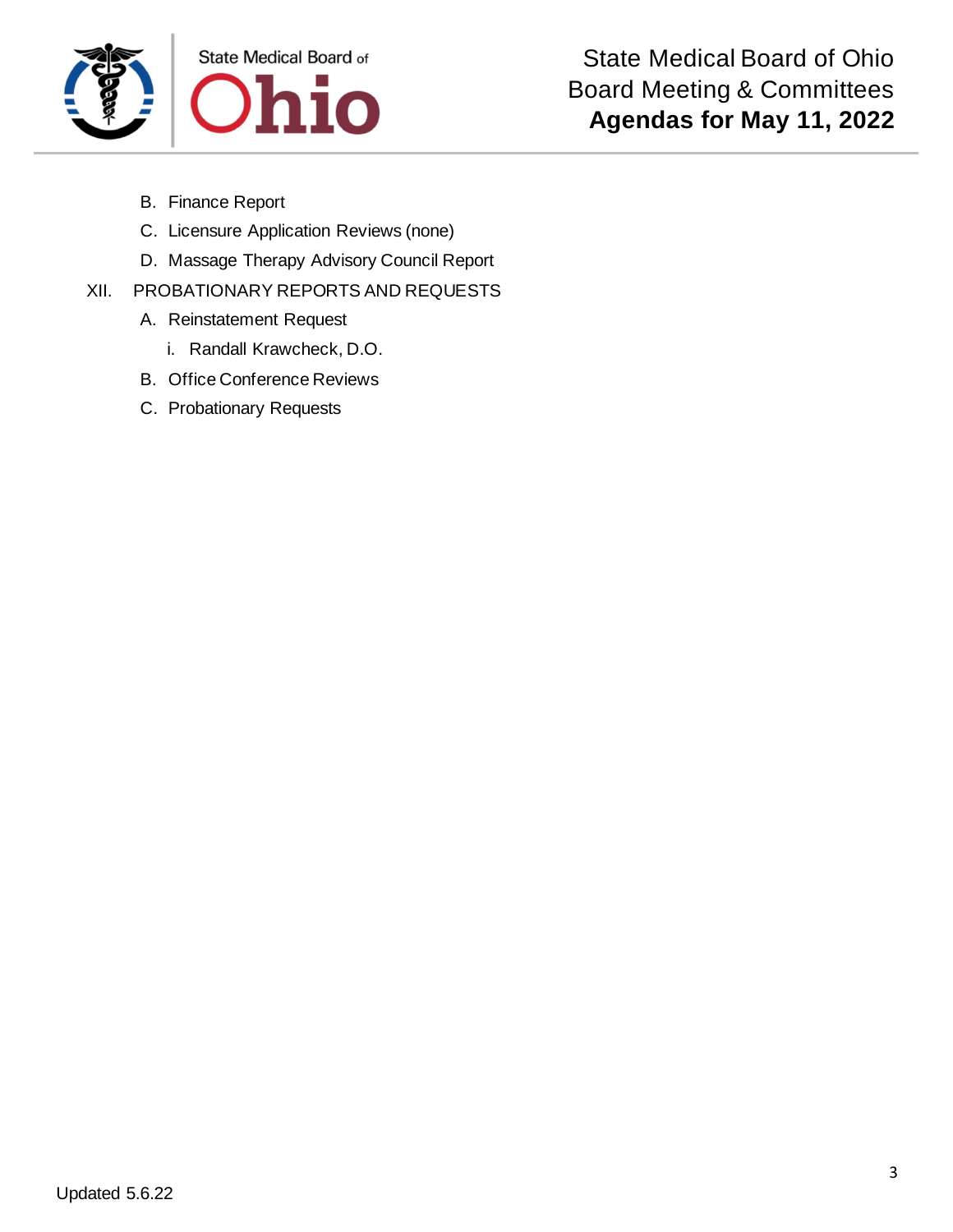B. Finance Report

C. Licensure Application Reviews (none)

D. Massage Therapy Advisory Council Report

XII. PROBATIONARY REPORTS AND REQUESTS

A. Reinstatement Request

i. Randall Krawcheck, D.O.

B. Office Conference Reviews

C. Probationary Requests

Updated 5.6.22